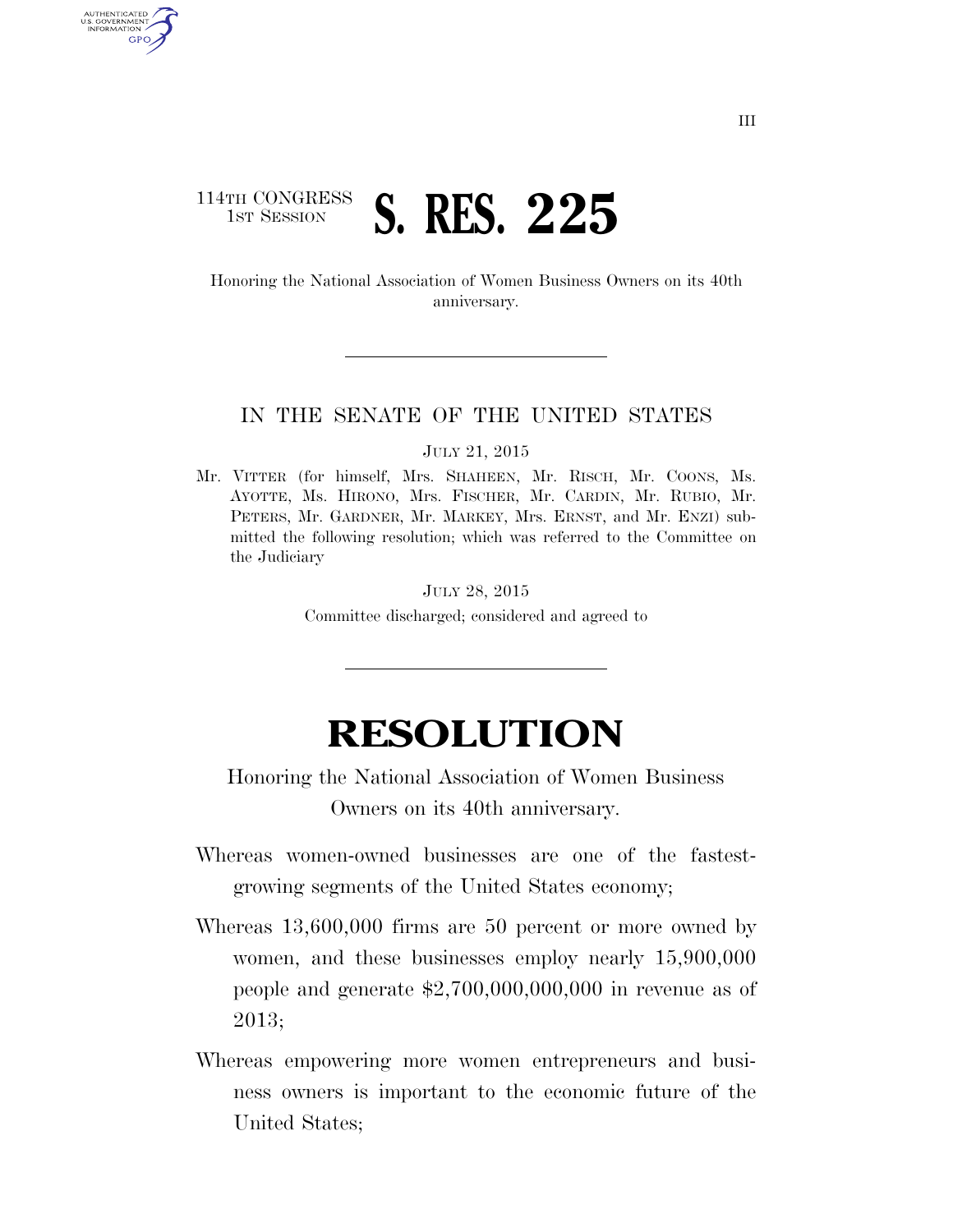114TH CONGRESS
1ST SESSION

# S. RES. 225

Honoring the National Association of Women Business Owners on its 40th anniversary.

---

IN THE SENATE OF THE UNITED STATES

JULY 21, 2015

Mr. VITTER (for himself, Mrs. SHAHEEN, Mr. RISCH, Mr. COONS, Ms. AYOTTE, Ms. HIRONO, Mrs. FISCHER, Mr. CARDIN, Mr. RUBIO, Mr. PETERS, Mr. GARDNER, Mr. MARKEY, Mrs. ERNST, and Mr. ENZI) submitted the following resolution; which was referred to the Committee on the Judiciary

JULY 28, 2015

Committee discharged; considered and agreed to

---

# RESOLUTION

Honoring the National Association of Women Business Owners on its 40th anniversary.

Whereas women-owned businesses are one of the fastest-growing segments of the United States economy;

Whereas 13,600,000 firms are 50 percent or more owned by women, and these businesses employ nearly 15,900,000 people and generate $2,700,000,000,000 in revenue as of 2013;

Whereas empowering more women entrepreneurs and business owners is important to the economic future of the United States;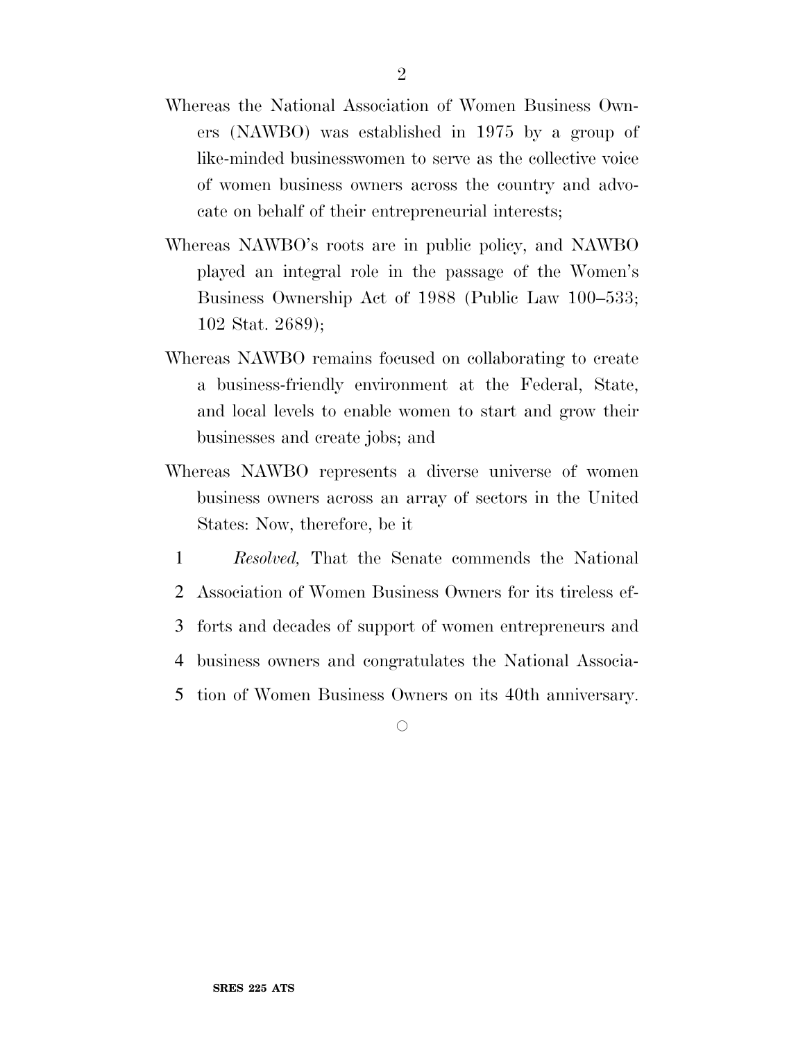Whereas the National Association of Women Business Owners (NAWBO) was established in 1975 by a group of like-minded businesswomen to serve as the collective voice of women business owners across the country and advocate on behalf of their entrepreneurial interests;

Whereas NAWBO's roots are in public policy, and NAWBO played an integral role in the passage of the Women's Business Ownership Act of 1988 (Public Law 100–533; 102 Stat. 2689);

Whereas NAWBO remains focused on collaborating to create a business-friendly environment at the Federal, State, and local levels to enable women to start and grow their businesses and create jobs; and

Whereas NAWBO represents a diverse universe of women business owners across an array of sectors in the United States: Now, therefore, be it

*Resolved,* That the Senate commends the National Association of Women Business Owners for its tireless efforts and decades of support of women entrepreneurs and business owners and congratulates the National Association of Women Business Owners on its 40th anniversary.

○